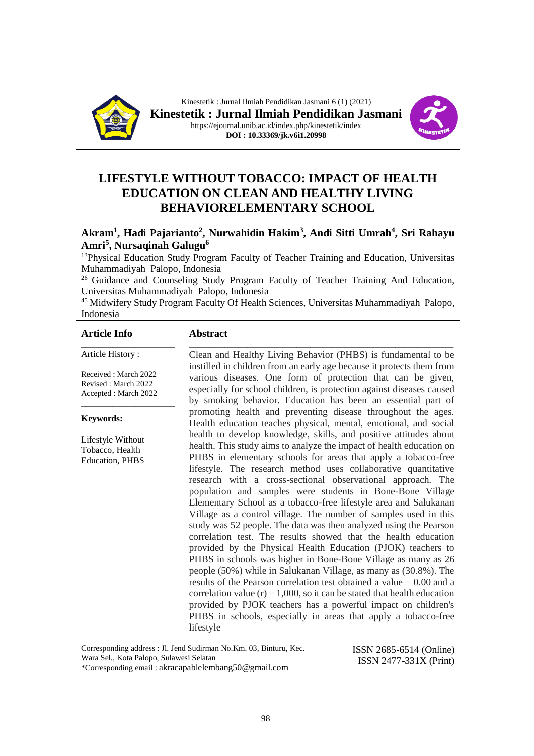Kinestetik : Jurnal Ilmiah Pendidikan Jasmani 6 (1) (2021)

**Kinestetik : Jurnal Ilmiah Pendidikan Jasmani**

https://ejournal.unib.ac.id/index.php/kinestetik/index

**DOI : 10.33369/jk.v6i1.20998**

# LIFESTYLE WITHOUT TOBACCO: IMPACT OF HEALTH EDUCATION ON CLEAN AND HEALTHY LIVING BEHAVIORELEMENTARY SCHOOL

**Akram[1], Hadi Pajarianto[2], Nurwahidin Hakim[3], Andi Sitti Umrah[4], Sri Rahayu Amri[5], Nursaqinah Galugu[6]**

[13]Physical Education Study Program Faculty of Teacher Training and Education, Universitas Muhammadiyah Palopo, Indonesia

[26] Guidance and Counseling Study Program Faculty of Teacher Training And Education, Universitas Muhammadiyah Palopo, Indonesia

[45] Midwifery Study Program Faculty Of Health Sciences, Universitas Muhammadiyah Palopo, Indonesia

## Article Info

Article History :

Received : March 2022
Revised : March 2022
Accepted : March 2022

**Keywords:**

Lifestyle Without Tobacco, Health Education, PHBS

## Abstract

Clean and Healthy Living Behavior (PHBS) is fundamental to be instilled in children from an early age because it protects them from various diseases. One form of protection that can be given, especially for school children, is protection against diseases caused by smoking behavior. Education has been an essential part of promoting health and preventing disease throughout the ages. Health education teaches physical, mental, emotional, and social health to develop knowledge, skills, and positive attitudes about health. This study aims to analyze the impact of health education on PHBS in elementary schools for areas that apply a tobacco-free lifestyle. The research method uses collaborative quantitative research with a cross-sectional observational approach. The population and samples were students in Bone-Bone Village Elementary School as a tobacco-free lifestyle area and Salukanan Village as a control village. The number of samples used in this study was 52 people. The data was then analyzed using the Pearson correlation test. The results showed that the health education provided by the Physical Health Education (PJOK) teachers to PHBS in schools was higher in Bone-Bone Village as many as 26 people (50%) while in Salukanan Village, as many as (30.8%). The results of the Pearson correlation test obtained a value = 0.00 and a correlation value (r) = 1,000, so it can be stated that health education provided by PJOK teachers has a powerful impact on children's PHBS in schools, especially in areas that apply a tobacco-free lifestyle

Corresponding address : Jl. Jend Sudirman No.Km. 03, Binturu, Kec. Wara Sel., Kota Palopo, Sulawesi Selatan
*Corresponding email : akracapablelembang50@gmail.com

ISSN 2685-6514 (Online)
ISSN 2477-331X (Print)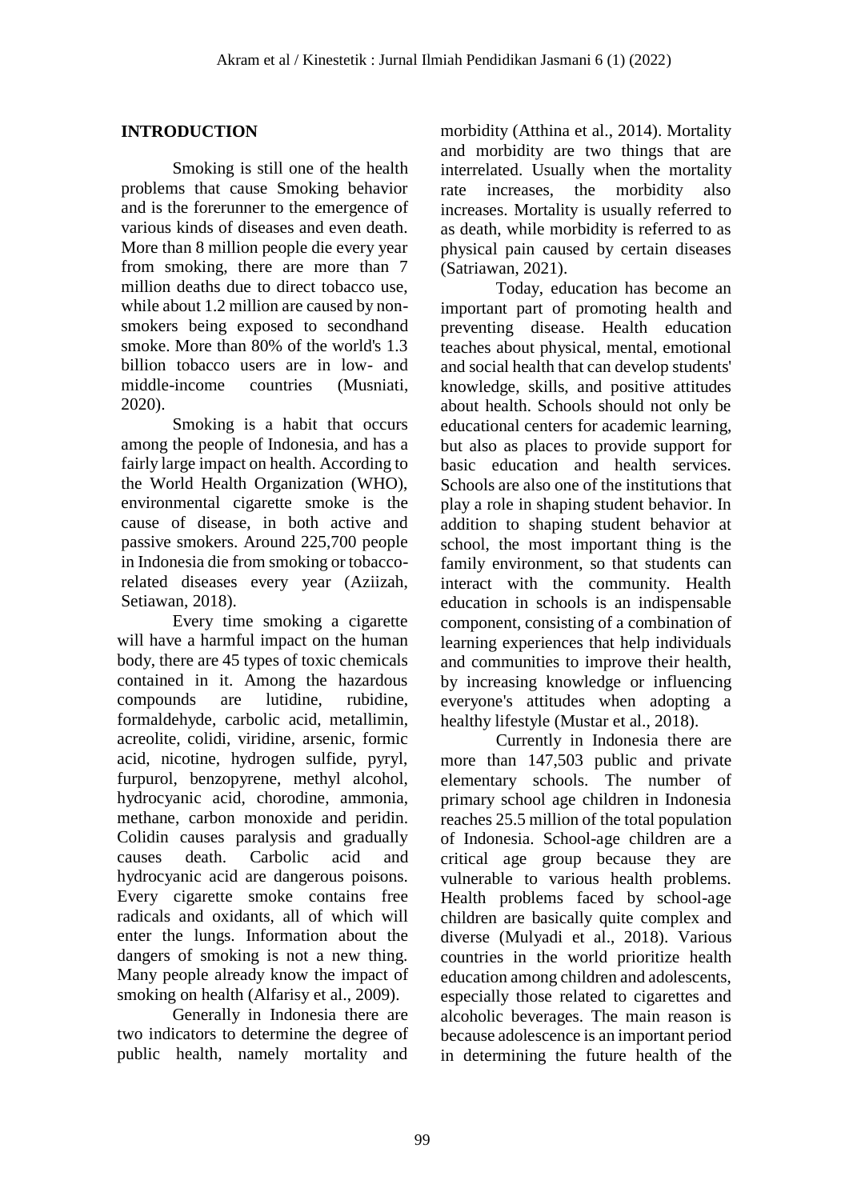## INTRODUCTION

Smoking is still one of the health problems that cause Smoking behavior and is the forerunner to the emergence of various kinds of diseases and even death. More than 8 million people die every year from smoking, there are more than 7 million deaths due to direct tobacco use, while about 1.2 million are caused by non-smokers being exposed to secondhand smoke. More than 80% of the world's 1.3 billion tobacco users are in low- and middle-income countries (Musniati, 2020).

Smoking is a habit that occurs among the people of Indonesia, and has a fairly large impact on health. According to the World Health Organization (WHO), environmental cigarette smoke is the cause of disease, in both active and passive smokers. Around 225,700 people in Indonesia die from smoking or tobacco-related diseases every year (Aziizah, Setiawan, 2018).

Every time smoking a cigarette will have a harmful impact on the human body, there are 45 types of toxic chemicals contained in it. Among the hazardous compounds are lutidine, rubidine, formaldehyde, carbolic acid, metallimin, acreolite, colidi, viridine, arsenic, formic acid, nicotine, hydrogen sulfide, pyryl, furpurol, benzopyrene, methyl alcohol, hydrocyanic acid, chorodine, ammonia, methane, carbon monoxide and peridin. Colidin causes paralysis and gradually causes death. Carbolic acid and hydrocyanic acid are dangerous poisons. Every cigarette smoke contains free radicals and oxidants, all of which will enter the lungs. Information about the dangers of smoking is not a new thing. Many people already know the impact of smoking on health (Alfarisy et al., 2009).

Generally in Indonesia there are two indicators to determine the degree of public health, namely mortality and morbidity (Atthina et al., 2014). Mortality and morbidity are two things that are interrelated. Usually when the mortality rate increases, the morbidity also increases. Mortality is usually referred to as death, while morbidity is referred to as physical pain caused by certain diseases (Satriawan, 2021).

Today, education has become an important part of promoting health and preventing disease. Health education teaches about physical, mental, emotional and social health that can develop students' knowledge, skills, and positive attitudes about health. Schools should not only be educational centers for academic learning, but also as places to provide support for basic education and health services. Schools are also one of the institutions that play a role in shaping student behavior. In addition to shaping student behavior at school, the most important thing is the family environment, so that students can interact with the community. Health education in schools is an indispensable component, consisting of a combination of learning experiences that help individuals and communities to improve their health, by increasing knowledge or influencing everyone's attitudes when adopting a healthy lifestyle (Mustar et al., 2018).

Currently in Indonesia there are more than 147,503 public and private elementary schools. The number of primary school age children in Indonesia reaches 25.5 million of the total population of Indonesia. School-age children are a critical age group because they are vulnerable to various health problems. Health problems faced by school-age children are basically quite complex and diverse (Mulyadi et al., 2018). Various countries in the world prioritize health education among children and adolescents, especially those related to cigarettes and alcoholic beverages. The main reason is because adolescence is an important period in determining the future health of the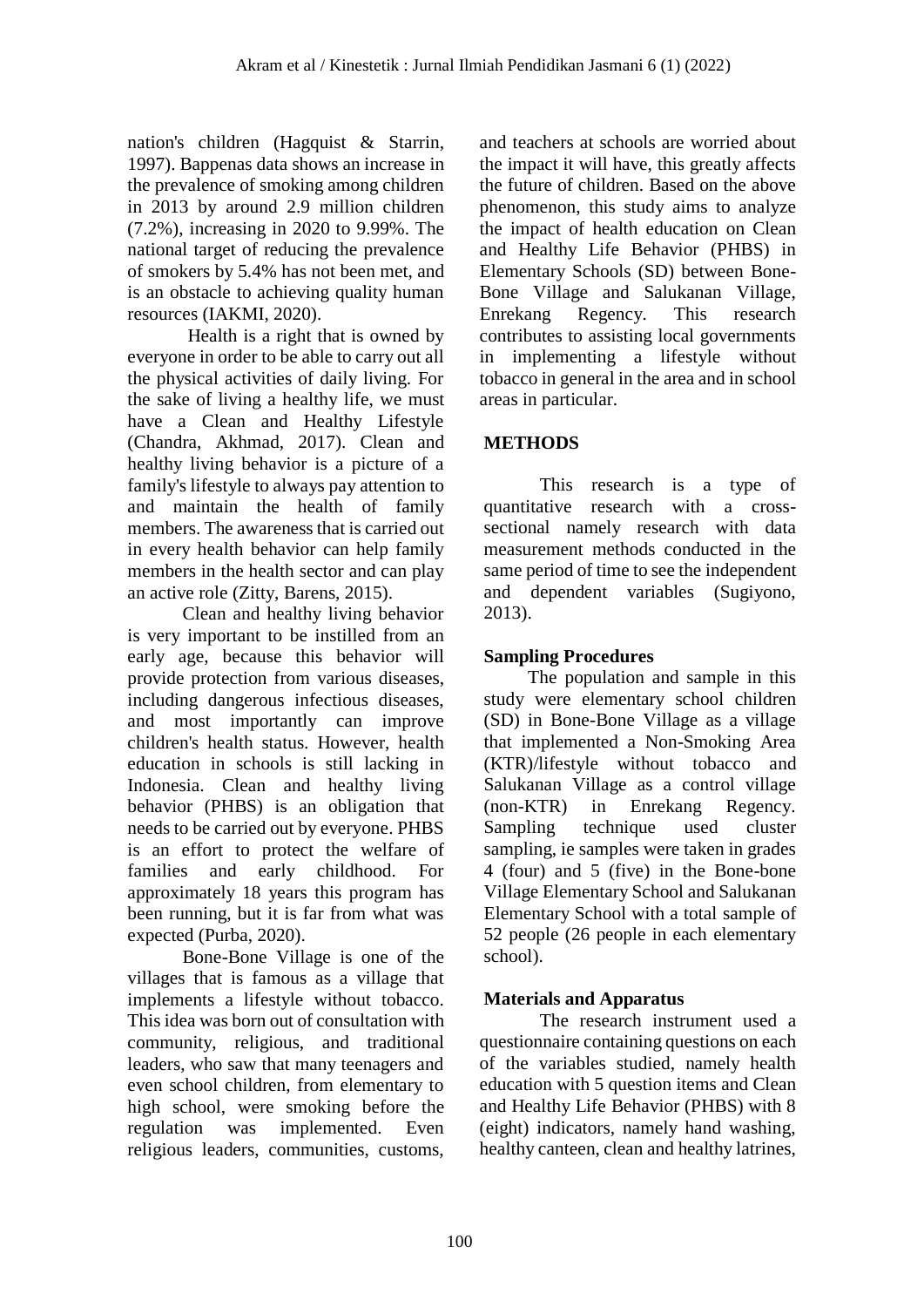nation's children (Hagquist & Starrin, 1997). Bappenas data shows an increase in the prevalence of smoking among children in 2013 by around 2.9 million children (7.2%), increasing in 2020 to 9.99%. The national target of reducing the prevalence of smokers by 5.4% has not been met, and is an obstacle to achieving quality human resources (IAKMI, 2020).

Health is a right that is owned by everyone in order to be able to carry out all the physical activities of daily living. For the sake of living a healthy life, we must have a Clean and Healthy Lifestyle (Chandra, Akhmad, 2017). Clean and healthy living behavior is a picture of a family's lifestyle to always pay attention to and maintain the health of family members. The awareness that is carried out in every health behavior can help family members in the health sector and can play an active role (Zitty, Barens, 2015).

Clean and healthy living behavior is very important to be instilled from an early age, because this behavior will provide protection from various diseases, including dangerous infectious diseases, and most importantly can improve children's health status. However, health education in schools is still lacking in Indonesia. Clean and healthy living behavior (PHBS) is an obligation that needs to be carried out by everyone. PHBS is an effort to protect the welfare of families and early childhood. For approximately 18 years this program has been running, but it is far from what was expected (Purba, 2020).

Bone-Bone Village is one of the villages that is famous as a village that implements a lifestyle without tobacco. This idea was born out of consultation with community, religious, and traditional leaders, who saw that many teenagers and even school children, from elementary to high school, were smoking before the regulation was implemented. Even religious leaders, communities, customs, and teachers at schools are worried about the impact it will have, this greatly affects the future of children. Based on the above phenomenon, this study aims to analyze the impact of health education on Clean and Healthy Life Behavior (PHBS) in Elementary Schools (SD) between Bone-Bone Village and Salukanan Village, Enrekang Regency. This research contributes to assisting local governments in implementing a lifestyle without tobacco in general in the area and in school areas in particular.

## METHODS

This research is a type of quantitative research with a cross-sectional namely research with data measurement methods conducted in the same period of time to see the independent and dependent variables (Sugiyono, 2013).

### Sampling Procedures

The population and sample in this study were elementary school children (SD) in Bone-Bone Village as a village that implemented a Non-Smoking Area (KTR)/lifestyle without tobacco and Salukanan Village as a control village (non-KTR) in Enrekang Regency. Sampling technique used cluster sampling, ie samples were taken in grades 4 (four) and 5 (five) in the Bone-bone Village Elementary School and Salukanan Elementary School with a total sample of 52 people (26 people in each elementary school).

### Materials and Apparatus

The research instrument used a questionnaire containing questions on each of the variables studied, namely health education with 5 question items and Clean and Healthy Life Behavior (PHBS) with 8 (eight) indicators, namely hand washing, healthy canteen, clean and healthy latrines,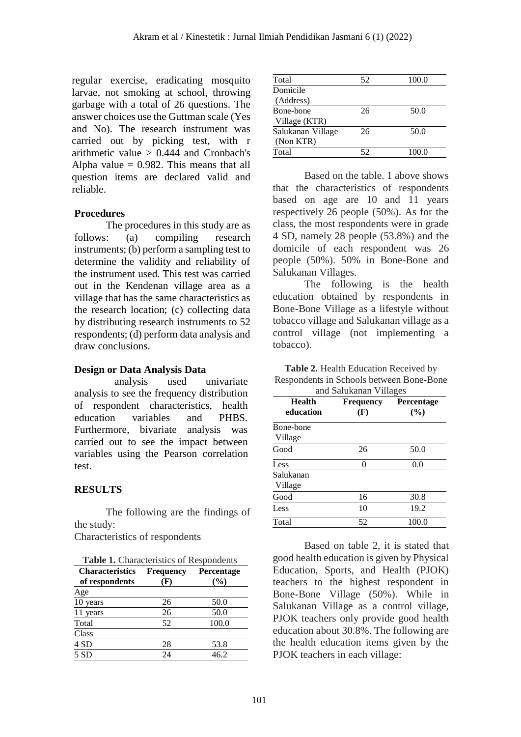regular exercise, eradicating mosquito larvae, not smoking at school, throwing garbage with a total of 26 questions. The answer choices use the Guttman scale (Yes and No). The research instrument was carried out by picking test, with r arithmetic value > 0.444 and Cronbach's Alpha value = 0.982. This means that all question items are declared valid and reliable.

### Procedures

The procedures in this study are as follows: (a) compiling research instruments; (b) perform a sampling test to determine the validity and reliability of the instrument used. This test was carried out in the Kendenan village area as a village that has the same characteristics as the research location; (c) collecting data by distributing research instruments to 52 respondents; (d) perform data analysis and draw conclusions.

### Design or Data Analysis Data

analysis used univariate analysis to see the frequency distribution of respondent characteristics, health education variables and PHBS. Furthermore, bivariate analysis was carried out to see the impact between variables using the Pearson correlation test.

## RESULTS

The following are the findings of the study:

Characteristics of respondents

**Table 1.** Characteristics of Respondents

| Characteristics of respondents | Frequency (F) | Percentage (%) |
|---|---|---|
| Age | | |
| 10 years | 26 | 50.0 |
| 11 years | 26 | 50.0 |
| Total | 52 | 100.0 |
| Class | | |
| 4 SD | 28 | 53.8 |
| 5 SD | 24 | 46.2 |
| Total | 52 | 100.0 |
| Domicile (Address) | | |
| Bone-bone Village (KTR) | 26 | 50.0 |
| Salukanan Village (Non KTR) | 26 | 50.0 |
| Total | 52 | 100.0 |

Based on the table. 1 above shows that the characteristics of respondents based on age are 10 and 11 years respectively 26 people (50%). As for the class, the most respondents were in grade 4 SD, namely 28 people (53.8%) and the domicile of each respondent was 26 people (50%). 50% in Bone-Bone and Salukanan Villages.

The following is the health education obtained by respondents in Bone-Bone Village as a lifestyle without tobacco village and Salukanan village as a control village (not implementing a tobacco).

**Table 2.** Health Education Received by Respondents in Schools between Bone-Bone and Salukanan Villages

| Health education | Frequency (F) | Percentage (%) |
|---|---|---|
| Bone-bone Village | | |
| Good | 26 | 50.0 |
| Less | 0 | 0.0 |
| Salukanan Village | | |
| Good | 16 | 30.8 |
| Less | 10 | 19.2 |
| Total | 52 | 100.0 |

Based on table 2, it is stated that good health education is given by Physical Education, Sports, and Health (PJOK) teachers to the highest respondent in Bone-Bone Village (50%). While in Salukanan Village as a control village, PJOK teachers only provide good health education about 30.8%. The following are the health education items given by the PJOK teachers in each village: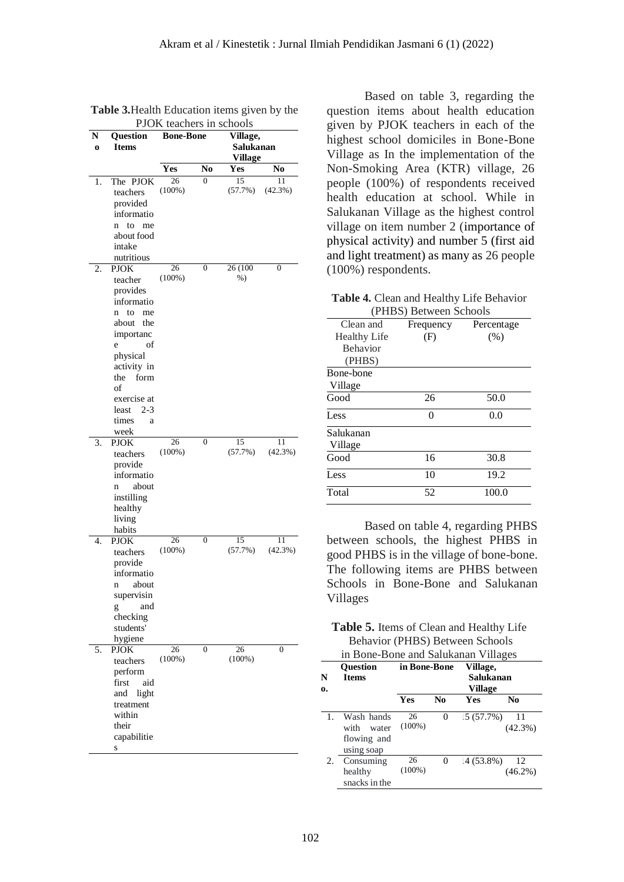**Table 3.** Health Education items given by the PJOK teachers in schools

| No | Question Items | Bone-Bone | | Village, Salukanan Village | |
|---|---|---|---|---|---|
| | | Yes | No | Yes | No |
| 1. | The PJOK teachers provided information to me about food intake nutritious | 26 (100%) | 0 | 15 (57.7%) | 11 (42.3%) |
| 2. | PJOK teacher provides information to me about the importance of physical activity in the form of exercise at least 2-3 times a week | 26 (100%) | 0 | 26 (100 %) | 0 |
| 3. | PJOK teachers provide information about instilling healthy living habits | 26 (100%) | 0 | 15 (57.7%) | 11 (42.3%) |
| 4. | PJOK teachers provide information about supervising and checking students' hygiene | 26 (100%) | 0 | 15 (57.7%) | 11 (42.3%) |
| 5. | PJOK teachers perform first aid and light treatment within their capabilities | 26 (100%) | 0 | 26 (100%) | 0 |

Based on table 3, regarding the question items about health education given by PJOK teachers in each of the highest school domiciles in Bone-Bone Village as In the implementation of the Non-Smoking Area (KTR) village, 26 people (100%) of respondents received health education at school. While in Salukanan Village as the highest control village on item number 2 (importance of physical activity) and number 5 (first aid and light treatment) as many as 26 people (100%) respondents.

**Table 4.** Clean and Healthy Life Behavior (PHBS) Between Schools

| Clean and Healthy Life Behavior (PHBS) | Frequency (F) | Percentage (%) |
|---|---|---|
| Bone-bone Village | | |
| Good | 26 | 50.0 |
| Less | 0 | 0.0 |
| Salukanan Village | | |
| Good | 16 | 30.8 |
| Less | 10 | 19.2 |
| Total | 52 | 100.0 |

Based on table 4, regarding PHBS between schools, the highest PHBS in good PHBS is in the village of bone-bone. The following items are PHBS between Schools in Bone-Bone and Salukanan Villages

**Table 5.** Items of Clean and Healthy Life Behavior (PHBS) Between Schools in Bone-Bone and Salukanan Villages

| No. | Question Items | in Bone-Bone | | Village, Salukanan Village | |
|---|---|---|---|---|---|
| | | Yes | No | Yes | No |
| 1. | Wash hands with water flowing and using soap | 26 (100%) | 0 | 15 (57.7%) | 11 (42.3%) |
| 2. | Consuming healthy snacks in the | 26 (100%) | 0 | 14 (53.8%) | 12 (46.2%) |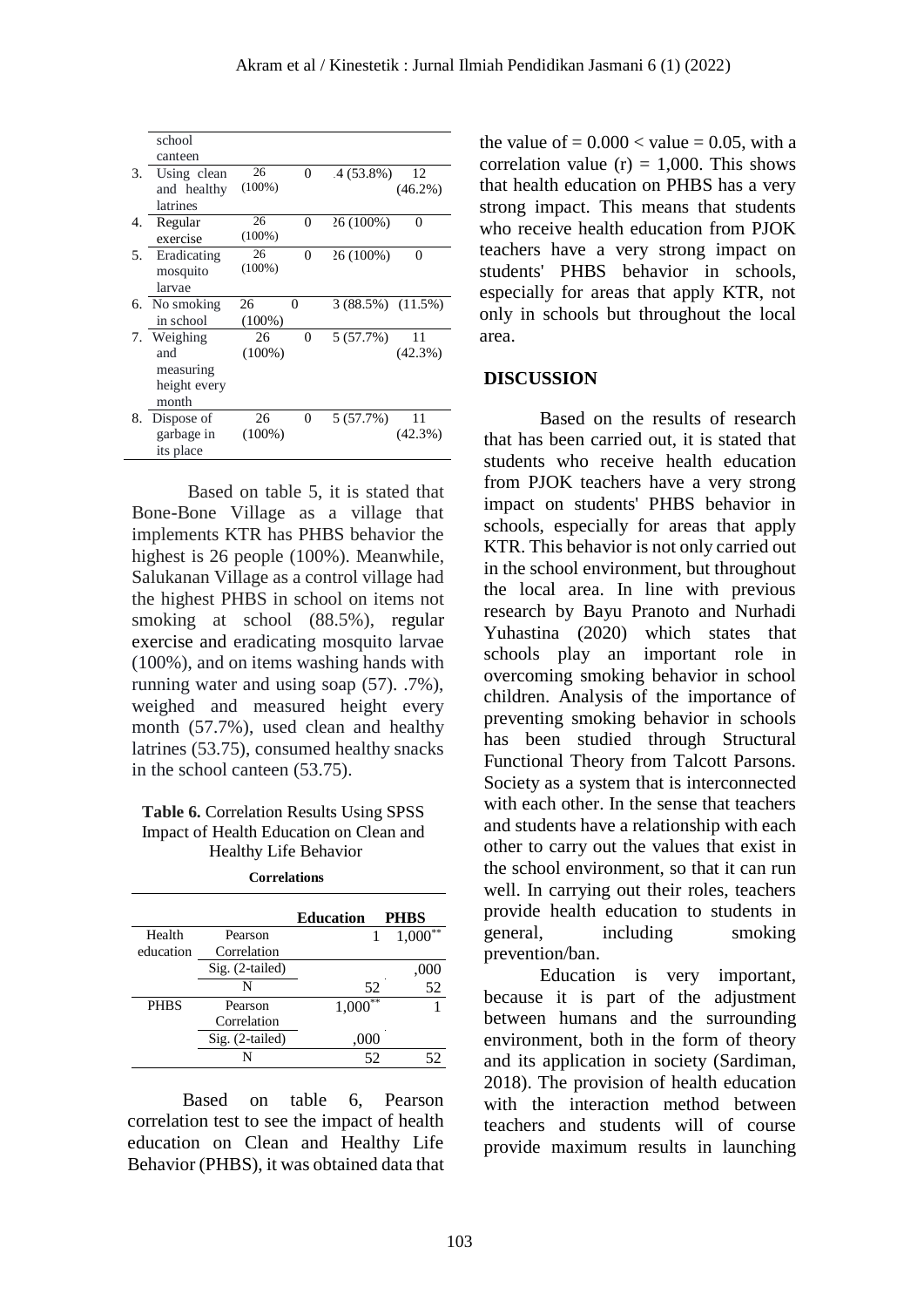| | school canteen | | | | |
|---|---|---|---|---|---|
| 3. | Using clean and healthy latrines | 26 (100%) | 0 | .4 (53.8%) | 12 (46.2%) |
| 4. | Regular exercise | 26 (100%) | 0 | 26 (100%) | 0 |
| 5. | Eradicating mosquito larvae | 26 (100%) | 0 | 26 (100%) | 0 |
| 6. | No smoking in school | 26 (100%) | 0 | 3 (88.5%) | (11.5%) |
| 7. | Weighing and measuring height every month | 26 (100%) | 0 | 5 (57.7%) | 11 (42.3%) |
| 8. | Dispose of garbage in its place | 26 (100%) | 0 | 5 (57.7%) | 11 (42.3%) |

Based on table 5, it is stated that Bone-Bone Village as a village that implements KTR has PHBS behavior the highest is 26 people (100%). Meanwhile, Salukanan Village as a control village had the highest PHBS in school on items not smoking at school (88.5%), regular exercise and eradicating mosquito larvae (100%), and on items washing hands with running water and using soap (57). .7%), weighed and measured height every month (57.7%), used clean and healthy latrines (53.75), consumed healthy snacks in the school canteen (53.75).

**Table 6.** Correlation Results Using SPSS Impact of Health Education on Clean and Healthy Life Behavior

**Correlations**

| | | **Education** | **PHBS** |
|---|---|---|---|
| Health education | Pearson Correlation | 1 | 1,000** |
| | Sig. (2-tailed) | | ,000 |
| | N | 52 | 52 |
| PHBS | Pearson Correlation | 1,000** | 1 |
| | Sig. (2-tailed) | ,000 | |
| | N | 52 | 52 |

Based on table 6, Pearson correlation test to see the impact of health education on Clean and Healthy Life Behavior (PHBS), it was obtained data that the value of = 0.000 < value = 0.05, with a correlation value (r) = 1,000. This shows that health education on PHBS has a very strong impact. This means that students who receive health education from PJOK teachers have a very strong impact on students' PHBS behavior in schools, especially for areas that apply KTR, not only in schools but throughout the local area.

## DISCUSSION

Based on the results of research that has been carried out, it is stated that students who receive health education from PJOK teachers have a very strong impact on students' PHBS behavior in schools, especially for areas that apply KTR. This behavior is not only carried out in the school environment, but throughout the local area. In line with previous research by Bayu Pranoto and Nurhadi Yuhastina (2020) which states that schools play an important role in overcoming smoking behavior in school children. Analysis of the importance of preventing smoking behavior in schools has been studied through Structural Functional Theory from Talcott Parsons. Society as a system that is interconnected with each other. In the sense that teachers and students have a relationship with each other to carry out the values that exist in the school environment, so that it can run well. In carrying out their roles, teachers provide health education to students in general, including smoking prevention/ban.

Education is very important, because it is part of the adjustment between humans and the surrounding environment, both in the form of theory and its application in society (Sardiman, 2018). The provision of health education with the interaction method between teachers and students will of course provide maximum results in launching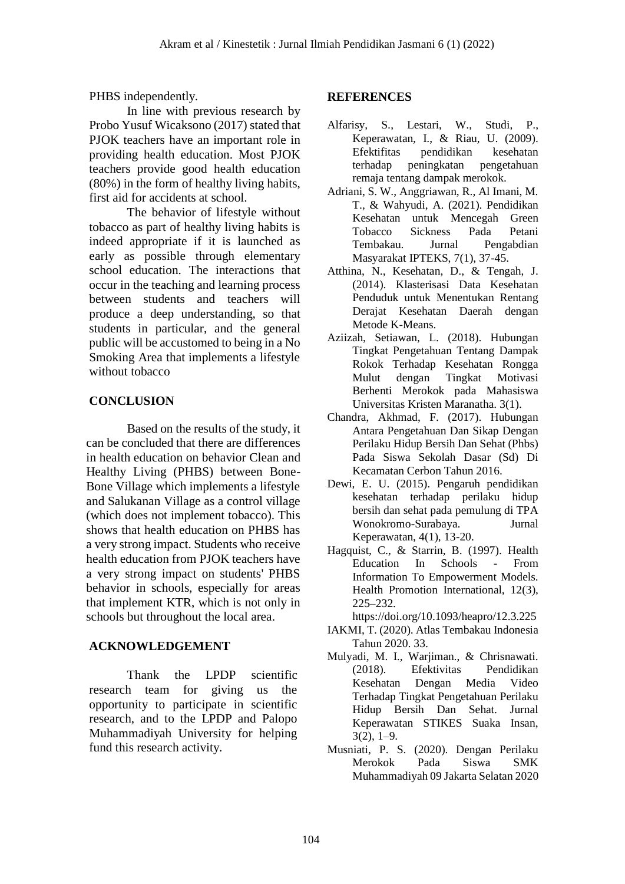PHBS independently.

In line with previous research by Probo Yusuf Wicaksono (2017) stated that PJOK teachers have an important role in providing health education. Most PJOK teachers provide good health education (80%) in the form of healthy living habits, first aid for accidents at school.

The behavior of lifestyle without tobacco as part of healthy living habits is indeed appropriate if it is launched as early as possible through elementary school education. The interactions that occur in the teaching and learning process between students and teachers will produce a deep understanding, so that students in particular, and the general public will be accustomed to being in a No Smoking Area that implements a lifestyle without tobacco

## CONCLUSION

Based on the results of the study, it can be concluded that there are differences in health education on behavior Clean and Healthy Living (PHBS) between Bone-Bone Village which implements a lifestyle and Salukanan Village as a control village (which does not implement tobacco). This shows that health education on PHBS has a very strong impact. Students who receive health education from PJOK teachers have a very strong impact on students' PHBS behavior in schools, especially for areas that implement KTR, which is not only in schools but throughout the local area.

## ACKNOWLEDGEMENT

Thank the LPDP scientific research team for giving us the opportunity to participate in scientific research, and to the LPDP and Palopo Muhammadiyah University for helping fund this research activity.

## REFERENCES

Alfarisy, S., Lestari, W., Studi, P., Keperawatan, I., & Riau, U. (2009). Efektifitas pendidikan kesehatan terhadap peningkatan pengetahuan remaja tentang dampak merokok.

Adriani, S. W., Anggriawan, R., Al Imani, M. T., & Wahyudi, A. (2021). Pendidikan Kesehatan untuk Mencegah Green Tobacco Sickness Pada Petani Tembakau. Jurnal Pengabdian Masyarakat IPTEKS, 7(1), 37-45.

Atthina, N., Kesehatan, D., & Tengah, J. (2014). Klasterisasi Data Kesehatan Penduduk untuk Menentukan Rentang Derajat Kesehatan Daerah dengan Metode K-Means.

Aziizah, Setiawan, L. (2018). Hubungan Tingkat Pengetahuan Tentang Dampak Rokok Terhadap Kesehatan Rongga Mulut dengan Tingkat Motivasi Berhenti Merokok pada Mahasiswa Universitas Kristen Maranatha. 3(1).

Chandra, Akhmad, F. (2017). Hubungan Antara Pengetahuan Dan Sikap Dengan Perilaku Hidup Bersih Dan Sehat (Phbs) Pada Siswa Sekolah Dasar (Sd) Di Kecamatan Cerbon Tahun 2016.

Dewi, E. U. (2015). Pengaruh pendidikan kesehatan terhadap perilaku hidup bersih dan sehat pada pemulung di TPA Wonokromo-Surabaya. Jurnal Keperawatan, 4(1), 13-20.

Hagquist, C., & Starrin, B. (1997). Health Education In Schools - From Information To Empowerment Models. Health Promotion International, 12(3), 225–232. https://doi.org/10.1093/heapro/12.3.225

IAKMI, T. (2020). Atlas Tembakau Indonesia Tahun 2020. 33.

Mulyadi, M. I., Warjiman., & Chrisnawati. (2018). Efektivitas Pendidikan Kesehatan Dengan Media Video Terhadap Tingkat Pengetahuan Perilaku Hidup Bersih Dan Sehat. Jurnal Keperawatan STIKES Suaka Insan, 3(2), 1–9.

Musniati, P. S. (2020). Dengan Perilaku Merokok Pada Siswa SMK Muhammadiyah 09 Jakarta Selatan 2020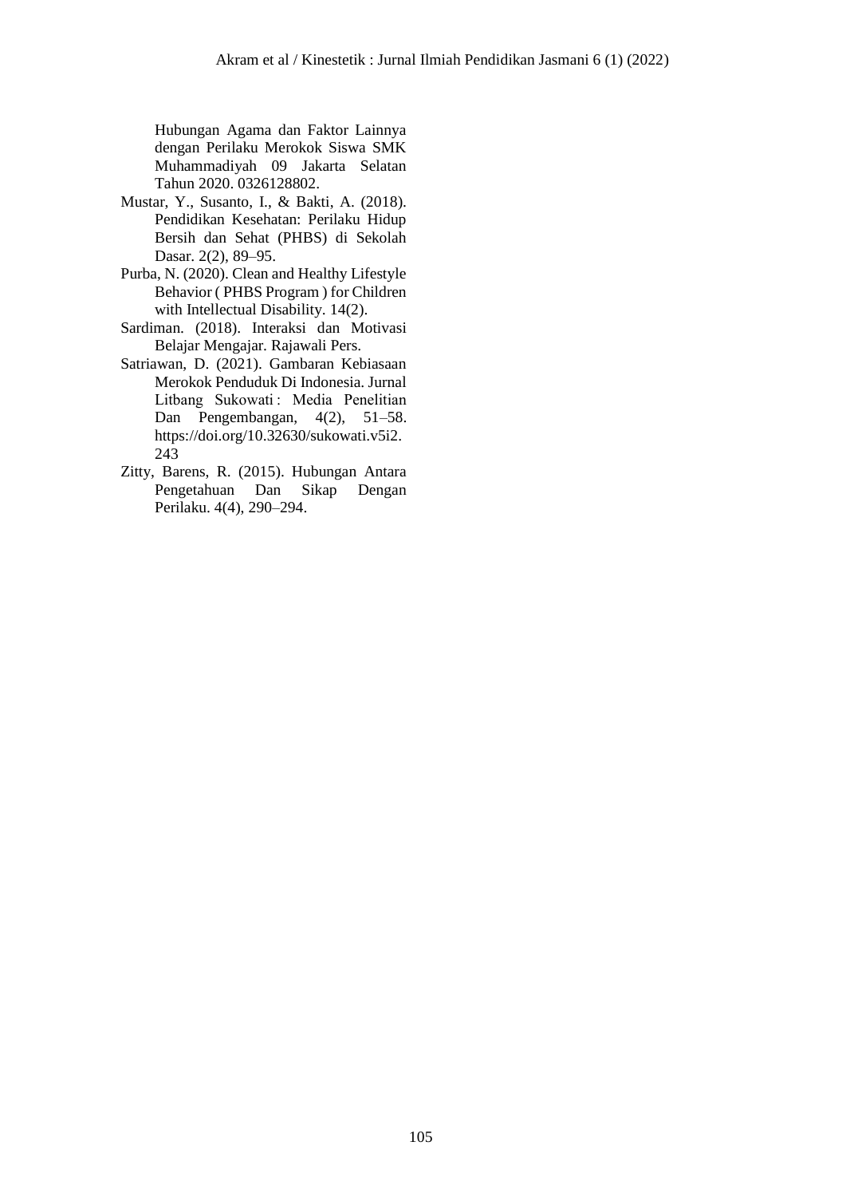Hubungan Agama dan Faktor Lainnya dengan Perilaku Merokok Siswa SMK Muhammadiyah 09 Jakarta Selatan Tahun 2020. 0326128802.

Mustar, Y., Susanto, I., & Bakti, A. (2018). Pendidikan Kesehatan: Perilaku Hidup Bersih dan Sehat (PHBS) di Sekolah Dasar. 2(2), 89–95.

Purba, N. (2020). Clean and Healthy Lifestyle Behavior ( PHBS Program ) for Children with Intellectual Disability. 14(2).

Sardiman. (2018). Interaksi dan Motivasi Belajar Mengajar. Rajawali Pers.

Satriawan, D. (2021). Gambaran Kebiasaan Merokok Penduduk Di Indonesia. Jurnal Litbang Sukowati : Media Penelitian Dan Pengembangan, 4(2), 51–58. https://doi.org/10.32630/sukowati.v5i2.243

Zitty, Barens, R. (2015). Hubungan Antara Pengetahuan Dan Sikap Dengan Perilaku. 4(4), 290–294.